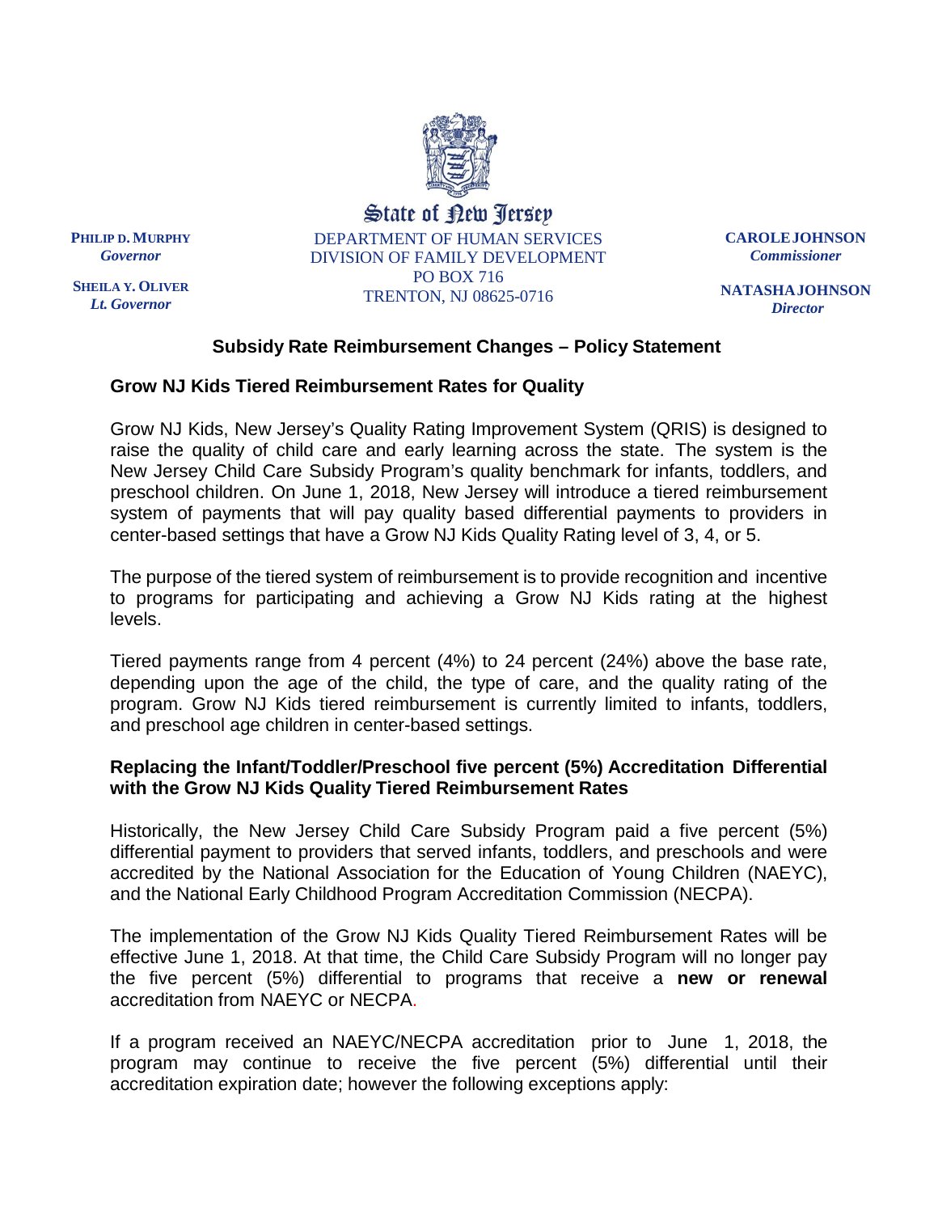State of New Jersey

**PHILIP D. MURPHY**
*Governor*

**SHEILA Y. OLIVER**
*Lt. Governor*

DEPARTMENT OF HUMAN SERVICES
DIVISION OF FAMILY DEVELOPMENT
PO BOX 716
TRENTON, NJ 08625-0716

**CAROLE JOHNSON**
*Commissioner*

**NATASHA JOHNSON**
*Director*

## Subsidy Rate Reimbursement Changes – Policy Statement

### Grow NJ Kids Tiered Reimbursement Rates for Quality

Grow NJ Kids, New Jersey's Quality Rating Improvement System (QRIS) is designed to raise the quality of child care and early learning across the state. The system is the New Jersey Child Care Subsidy Program's quality benchmark for infants, toddlers, and preschool children. On June 1, 2018, New Jersey will introduce a tiered reimbursement system of payments that will pay quality based differential payments to providers in center-based settings that have a Grow NJ Kids Quality Rating level of 3, 4, or 5.

The purpose of the tiered system of reimbursement is to provide recognition and incentive to programs for participating and achieving a Grow NJ Kids rating at the highest levels.

Tiered payments range from 4 percent (4%) to 24 percent (24%) above the base rate, depending upon the age of the child, the type of care, and the quality rating of the program. Grow NJ Kids tiered reimbursement is currently limited to infants, toddlers, and preschool age children in center-based settings.

### Replacing the Infant/Toddler/Preschool five percent (5%) Accreditation Differential with the Grow NJ Kids Quality Tiered Reimbursement Rates

Historically, the New Jersey Child Care Subsidy Program paid a five percent (5%) differential payment to providers that served infants, toddlers, and preschools and were accredited by the National Association for the Education of Young Children (NAEYC), and the National Early Childhood Program Accreditation Commission (NECPA).

The implementation of the Grow NJ Kids Quality Tiered Reimbursement Rates will be effective June 1, 2018. At that time, the Child Care Subsidy Program will no longer pay the five percent (5%) differential to programs that receive a **new or renewal** accreditation from NAEYC or NECPA.

If a program received an NAEYC/NECPA accreditation prior to June 1, 2018, the program may continue to receive the five percent (5%) differential until their accreditation expiration date; however the following exceptions apply: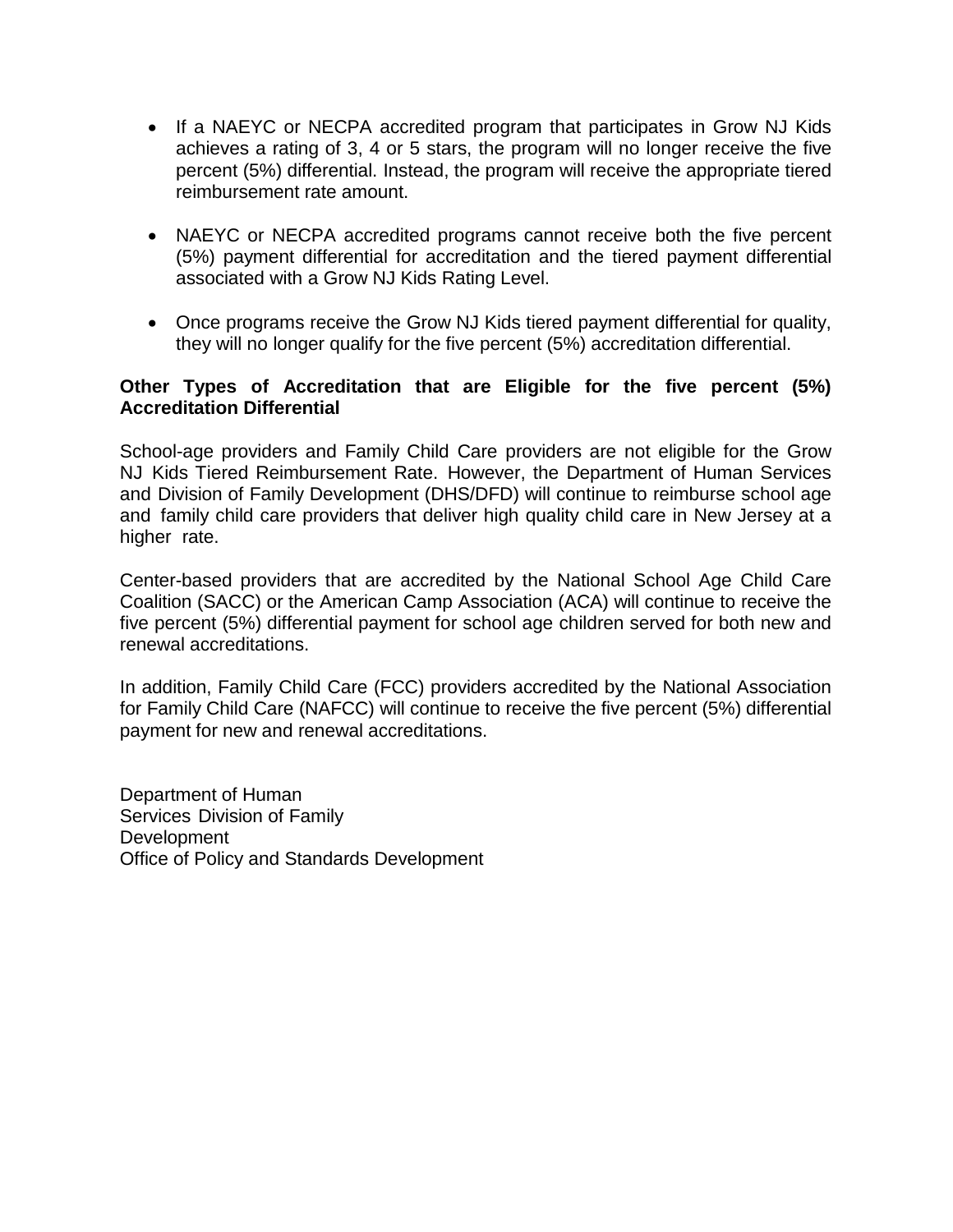- If a NAEYC or NECPA accredited program that participates in Grow NJ Kids achieves a rating of 3, 4 or 5 stars, the program will no longer receive the five percent (5%) differential. Instead, the program will receive the appropriate tiered reimbursement rate amount.

- NAEYC or NECPA accredited programs cannot receive both the five percent (5%) payment differential for accreditation and the tiered payment differential associated with a Grow NJ Kids Rating Level.

- Once programs receive the Grow NJ Kids tiered payment differential for quality, they will no longer qualify for the five percent (5%) accreditation differential.

**Other Types of Accreditation that are Eligible for the five percent (5%) Accreditation Differential**

School-age providers and Family Child Care providers are not eligible for the Grow NJ Kids Tiered Reimbursement Rate. However, the Department of Human Services and Division of Family Development (DHS/DFD) will continue to reimburse school age and family child care providers that deliver high quality child care in New Jersey at a higher rate.

Center-based providers that are accredited by the National School Age Child Care Coalition (SACC) or the American Camp Association (ACA) will continue to receive the five percent (5%) differential payment for school age children served for both new and renewal accreditations.

In addition, Family Child Care (FCC) providers accredited by the National Association for Family Child Care (NAFCC) will continue to receive the five percent (5%) differential payment for new and renewal accreditations.

Department of Human Services Division of Family Development
Office of Policy and Standards Development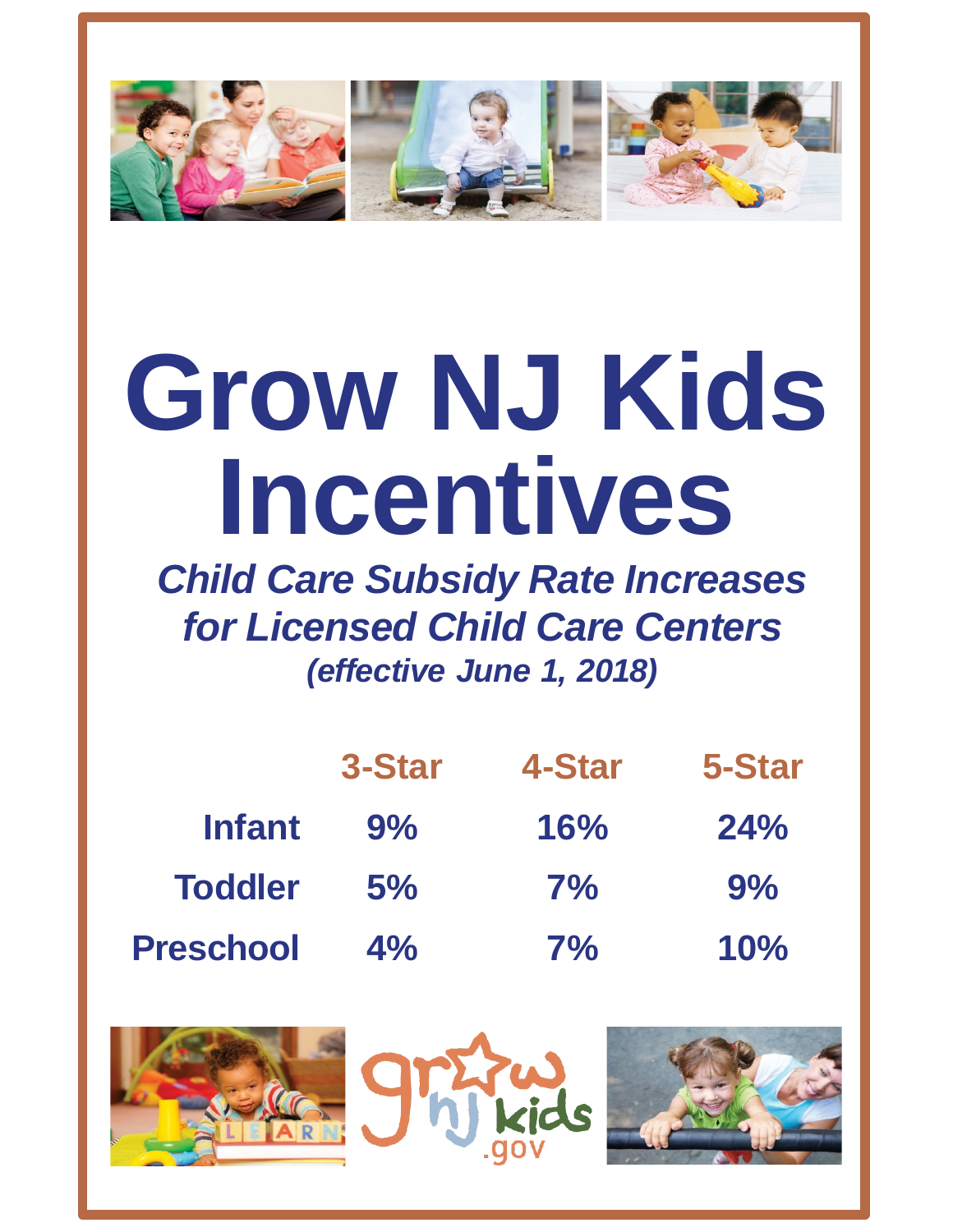# Grow NJ Kids Incentives

***Child Care Subsidy Rate Increases for Licensed Child Care Centers***

***(effective June 1, 2018)***

| | 3-Star | 4-Star | 5-Star |
|---|---|---|---|
| **Infant** | 9% | 16% | 24% |
| **Toddler** | 5% | 7% | 9% |
| **Preschool** | 4% | 7% | 10% |

grow nj kids .gov